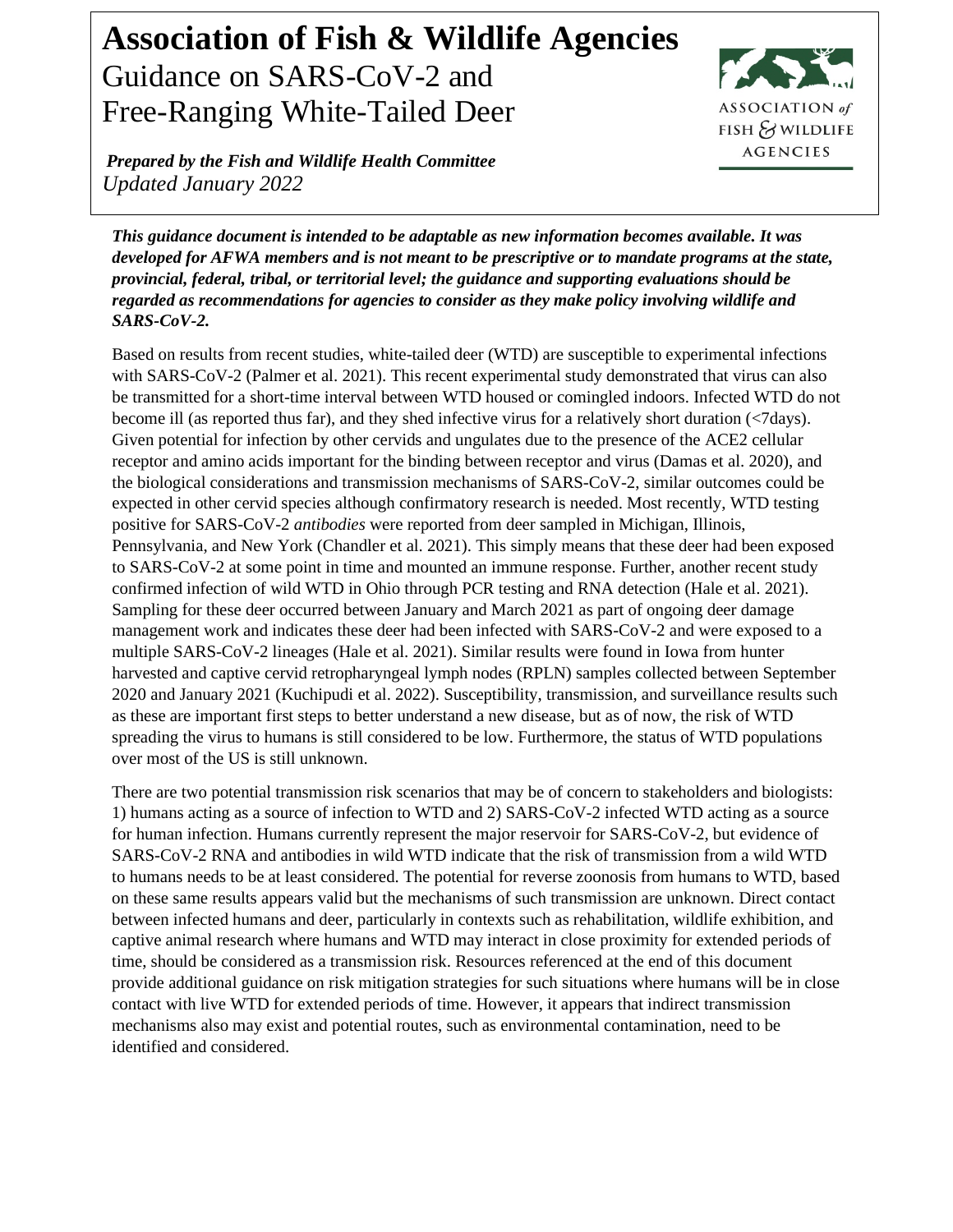# Association of Fish & Wildlife Agencies

Guidance on SARS-CoV-2 and Free-Ranging White-Tailed Deer

***Prepared by the Fish and Wildlife Health Committee***

*Updated January 2022*

***This guidance document is intended to be adaptable as new information becomes available. It was developed for AFWA members and is not meant to be prescriptive or to mandate programs at the state, provincial, federal, tribal, or territorial level; the guidance and supporting evaluations should be regarded as recommendations for agencies to consider as they make policy involving wildlife and SARS-CoV-2.***

Based on results from recent studies, white-tailed deer (WTD) are susceptible to experimental infections with SARS-CoV-2 (Palmer et al. 2021). This recent experimental study demonstrated that virus can also be transmitted for a short-time interval between WTD housed or comingled indoors. Infected WTD do not become ill (as reported thus far), and they shed infective virus for a relatively short duration (<7days). Given potential for infection by other cervids and ungulates due to the presence of the ACE2 cellular receptor and amino acids important for the binding between receptor and virus (Damas et al. 2020), and the biological considerations and transmission mechanisms of SARS-CoV-2, similar outcomes could be expected in other cervid species although confirmatory research is needed. Most recently, WTD testing positive for SARS-CoV-2 *antibodies* were reported from deer sampled in Michigan, Illinois, Pennsylvania, and New York (Chandler et al. 2021). This simply means that these deer had been exposed to SARS-CoV-2 at some point in time and mounted an immune response. Further, another recent study confirmed infection of wild WTD in Ohio through PCR testing and RNA detection (Hale et al. 2021). Sampling for these deer occurred between January and March 2021 as part of ongoing deer damage management work and indicates these deer had been infected with SARS-CoV-2 and were exposed to a multiple SARS-CoV-2 lineages (Hale et al. 2021). Similar results were found in Iowa from hunter harvested and captive cervid retropharyngeal lymph nodes (RPLN) samples collected between September 2020 and January 2021 (Kuchipudi et al. 2022). Susceptibility, transmission, and surveillance results such as these are important first steps to better understand a new disease, but as of now, the risk of WTD spreading the virus to humans is still considered to be low. Furthermore, the status of WTD populations over most of the US is still unknown.

There are two potential transmission risk scenarios that may be of concern to stakeholders and biologists: 1) humans acting as a source of infection to WTD and 2) SARS-CoV-2 infected WTD acting as a source for human infection. Humans currently represent the major reservoir for SARS-CoV-2, but evidence of SARS-CoV-2 RNA and antibodies in wild WTD indicate that the risk of transmission from a wild WTD to humans needs to be at least considered. The potential for reverse zoonosis from humans to WTD, based on these same results appears valid but the mechanisms of such transmission are unknown. Direct contact between infected humans and deer, particularly in contexts such as rehabilitation, wildlife exhibition, and captive animal research where humans and WTD may interact in close proximity for extended periods of time, should be considered as a transmission risk. Resources referenced at the end of this document provide additional guidance on risk mitigation strategies for such situations where humans will be in close contact with live WTD for extended periods of time. However, it appears that indirect transmission mechanisms also may exist and potential routes, such as environmental contamination, need to be identified and considered.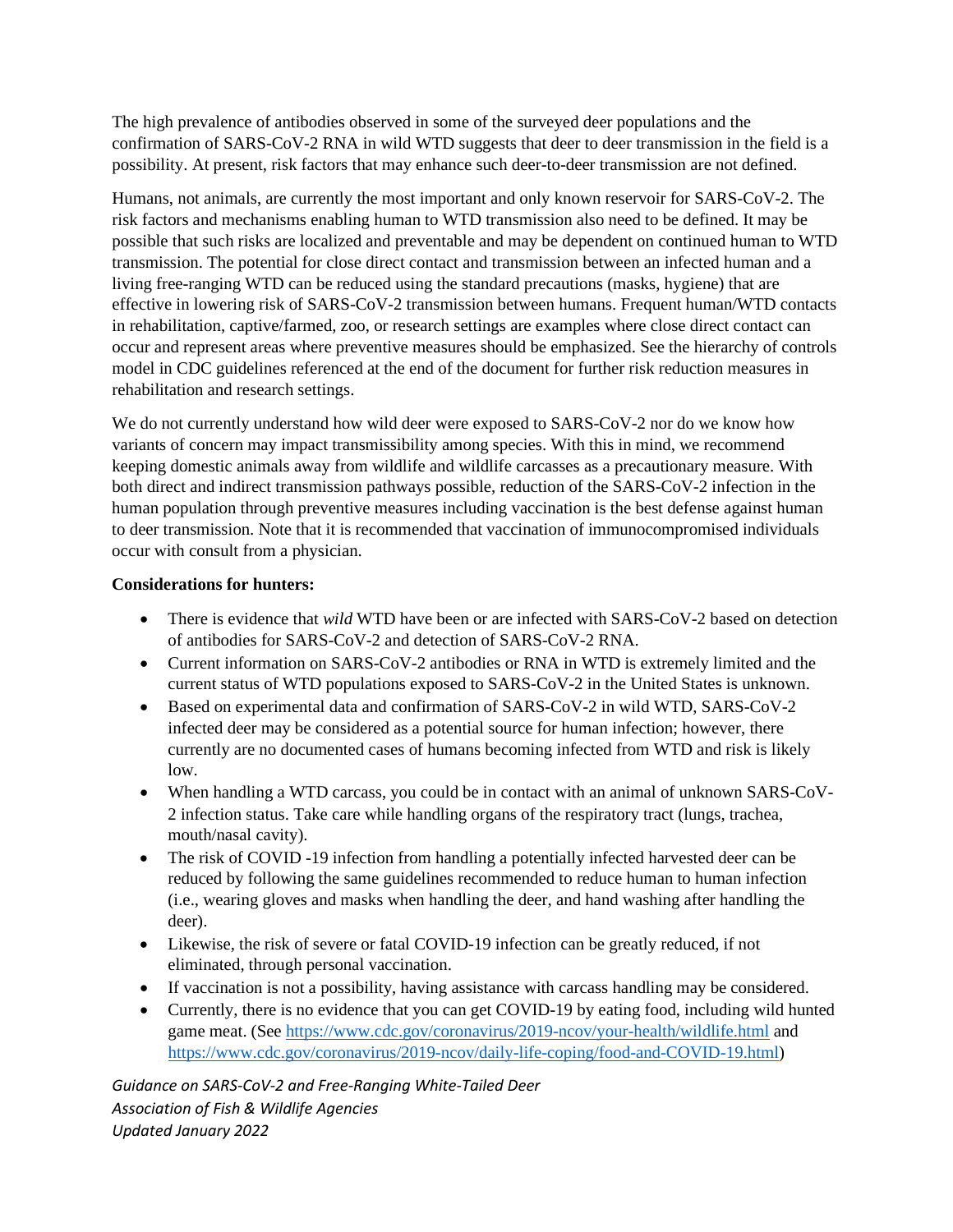The high prevalence of antibodies observed in some of the surveyed deer populations and the confirmation of SARS-CoV-2 RNA in wild WTD suggests that deer to deer transmission in the field is a possibility. At present, risk factors that may enhance such deer-to-deer transmission are not defined.

Humans, not animals, are currently the most important and only known reservoir for SARS-CoV-2. The risk factors and mechanisms enabling human to WTD transmission also need to be defined. It may be possible that such risks are localized and preventable and may be dependent on continued human to WTD transmission. The potential for close direct contact and transmission between an infected human and a living free-ranging WTD can be reduced using the standard precautions (masks, hygiene) that are effective in lowering risk of SARS-CoV-2 transmission between humans. Frequent human/WTD contacts in rehabilitation, captive/farmed, zoo, or research settings are examples where close direct contact can occur and represent areas where preventive measures should be emphasized. See the hierarchy of controls model in CDC guidelines referenced at the end of the document for further risk reduction measures in rehabilitation and research settings.

We do not currently understand how wild deer were exposed to SARS-CoV-2 nor do we know how variants of concern may impact transmissibility among species. With this in mind, we recommend keeping domestic animals away from wildlife and wildlife carcasses as a precautionary measure. With both direct and indirect transmission pathways possible, reduction of the SARS-CoV-2 infection in the human population through preventive measures including vaccination is the best defense against human to deer transmission. Note that it is recommended that vaccination of immunocompromised individuals occur with consult from a physician.

**Considerations for hunters:**

- There is evidence that *wild* WTD have been or are infected with SARS-CoV-2 based on detection of antibodies for SARS-CoV-2 and detection of SARS-CoV-2 RNA.
- Current information on SARS-CoV-2 antibodies or RNA in WTD is extremely limited and the current status of WTD populations exposed to SARS-CoV-2 in the United States is unknown.
- Based on experimental data and confirmation of SARS-CoV-2 in wild WTD, SARS-CoV-2 infected deer may be considered as a potential source for human infection; however, there currently are no documented cases of humans becoming infected from WTD and risk is likely low.
- When handling a WTD carcass, you could be in contact with an animal of unknown SARS-CoV-2 infection status. Take care while handling organs of the respiratory tract (lungs, trachea, mouth/nasal cavity).
- The risk of COVID -19 infection from handling a potentially infected harvested deer can be reduced by following the same guidelines recommended to reduce human to human infection (i.e., wearing gloves and masks when handling the deer, and hand washing after handling the deer).
- Likewise, the risk of severe or fatal COVID-19 infection can be greatly reduced, if not eliminated, through personal vaccination.
- If vaccination is not a possibility, having assistance with carcass handling may be considered.
- Currently, there is no evidence that you can get COVID-19 by eating food, including wild hunted game meat. (See https://www.cdc.gov/coronavirus/2019-ncov/your-health/wildlife.html and https://www.cdc.gov/coronavirus/2019-ncov/daily-life-coping/food-and-COVID-19.html)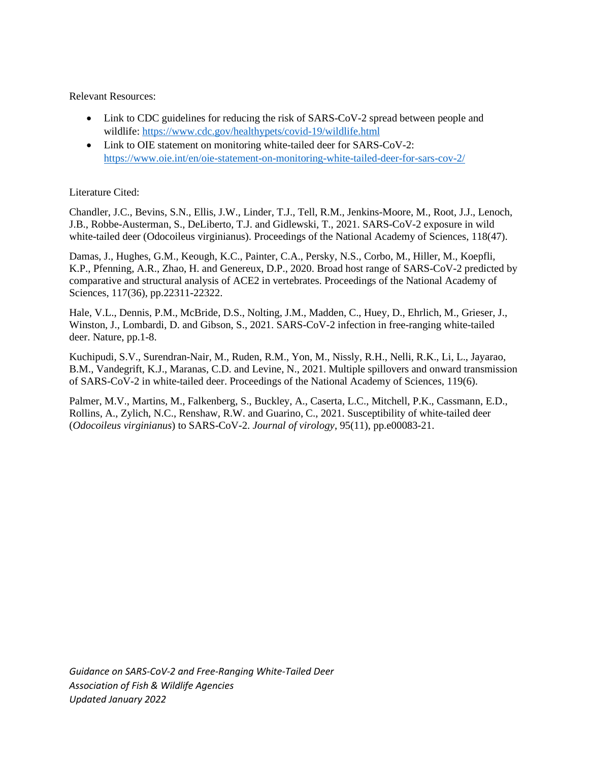Relevant Resources:

- Link to CDC guidelines for reducing the risk of SARS-CoV-2 spread between people and wildlife: https://www.cdc.gov/healthypets/covid-19/wildlife.html
- Link to OIE statement on monitoring white-tailed deer for SARS-CoV-2: https://www.oie.int/en/oie-statement-on-monitoring-white-tailed-deer-for-sars-cov-2/

Literature Cited:

Chandler, J.C., Bevins, S.N., Ellis, J.W., Linder, T.J., Tell, R.M., Jenkins-Moore, M., Root, J.J., Lenoch, J.B., Robbe-Austerman, S., DeLiberto, T.J. and Gidlewski, T., 2021. SARS-CoV-2 exposure in wild white-tailed deer (Odocoileus virginianus). Proceedings of the National Academy of Sciences, 118(47).

Damas, J., Hughes, G.M., Keough, K.C., Painter, C.A., Persky, N.S., Corbo, M., Hiller, M., Koepfli, K.P., Pfenning, A.R., Zhao, H. and Genereux, D.P., 2020. Broad host range of SARS-CoV-2 predicted by comparative and structural analysis of ACE2 in vertebrates. Proceedings of the National Academy of Sciences, 117(36), pp.22311-22322.

Hale, V.L., Dennis, P.M., McBride, D.S., Nolting, J.M., Madden, C., Huey, D., Ehrlich, M., Grieser, J., Winston, J., Lombardi, D. and Gibson, S., 2021. SARS-CoV-2 infection in free-ranging white-tailed deer. Nature, pp.1-8.

Kuchipudi, S.V., Surendran-Nair, M., Ruden, R.M., Yon, M., Nissly, R.H., Nelli, R.K., Li, L., Jayarao, B.M., Vandegrift, K.J., Maranas, C.D. and Levine, N., 2021. Multiple spillovers and onward transmission of SARS-CoV-2 in white-tailed deer. Proceedings of the National Academy of Sciences, 119(6).

Palmer, M.V., Martins, M., Falkenberg, S., Buckley, A., Caserta, L.C., Mitchell, P.K., Cassmann, E.D., Rollins, A., Zylich, N.C., Renshaw, R.W. and Guarino, C., 2021. Susceptibility of white-tailed deer (*Odocoileus virginianus*) to SARS-CoV-2. *Journal of virology*, 95(11), pp.e00083-21.